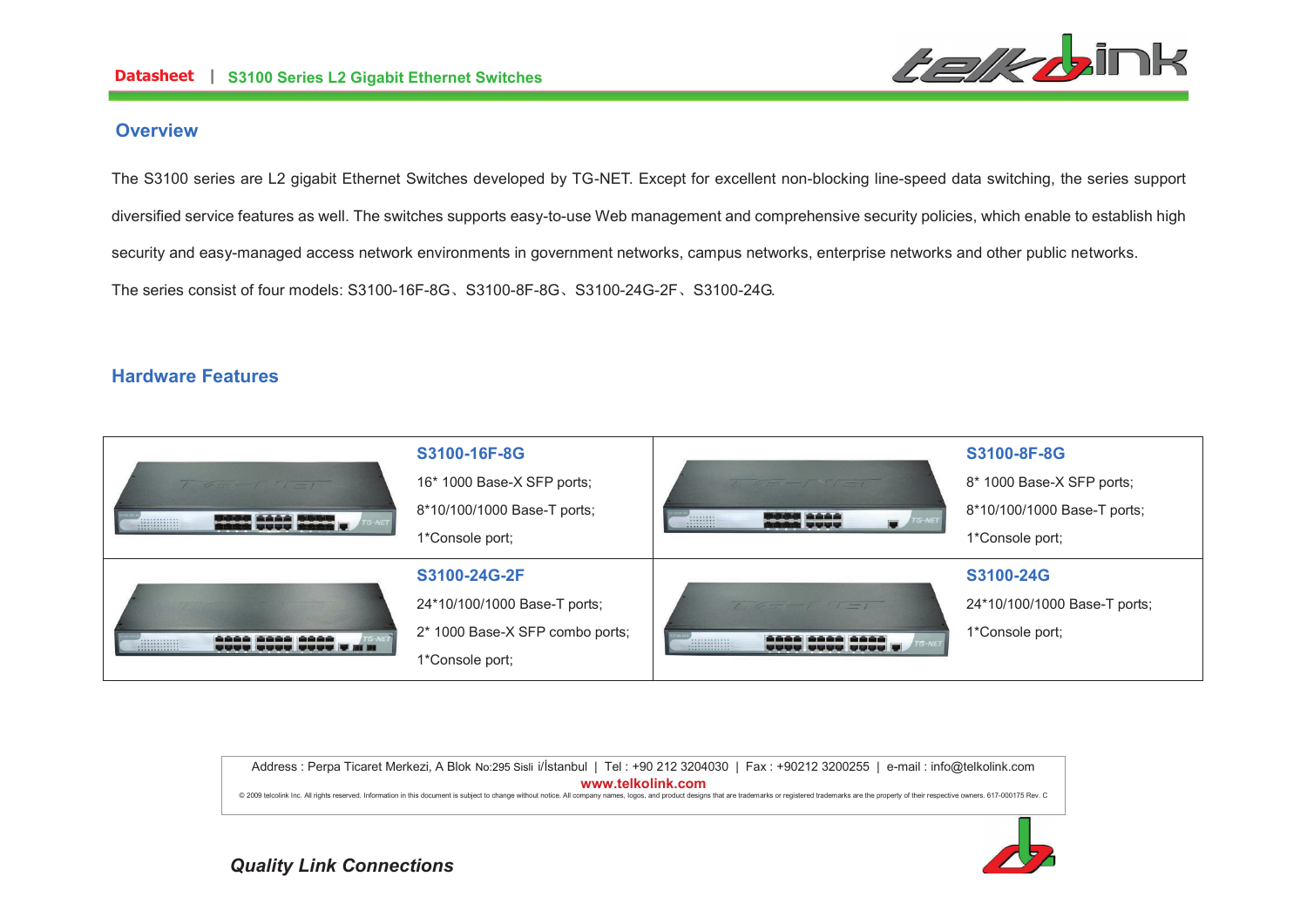## Overview

The S3100 series are L2 gigabit Ethernet Switches developed by TG-NET. Except for excellent non-blocking line-speed data switching, the series support diversified service features as well. The switches supports easy-to-use Web management and comprehensive security policies, which enable to establish high security and easy-managed access network environments in government networks, campus networks, enterprise networks and other public networks.

The series consist of four models: S3100-16F-8G、S3100-8F-8G、S3100-24G-2F、S3100-24G.

## Hardware Features

| | | | |
|---|---|---|---|
| | **S3100-16F-8G**<br>16* 1000 Base-X SFP ports;<br>8*10/100/1000 Base-T ports;<br>1*Console port; | | **S3100-8F-8G**<br>8* 1000 Base-X SFP ports;<br>8*10/100/1000 Base-T ports;<br>1*Console port; |
| | **S3100-24G-2F**<br>24*10/100/1000 Base-T ports;<br>2* 1000 Base-X SFP combo ports;<br>1*Console port; | | **S3100-24G**<br>24*10/100/1000 Base-T ports;<br>1*Console port; |

Address : Perpa Ticaret Merkezi, A Blok No:295 Sisli i/İstanbul | Tel : +90 212 3204030 | Fax : +90212 3200255 | e-mail : info@telkolink.com

www.telkolink.com

© 2009 telcolink Inc. All rights reserved. Information in this document is subject to change without notice. All company names, logos, and product designs that are trademarks or registered trademarks are the property of their respective owners. 617-000175 Rev. C

*Quality Link Connections*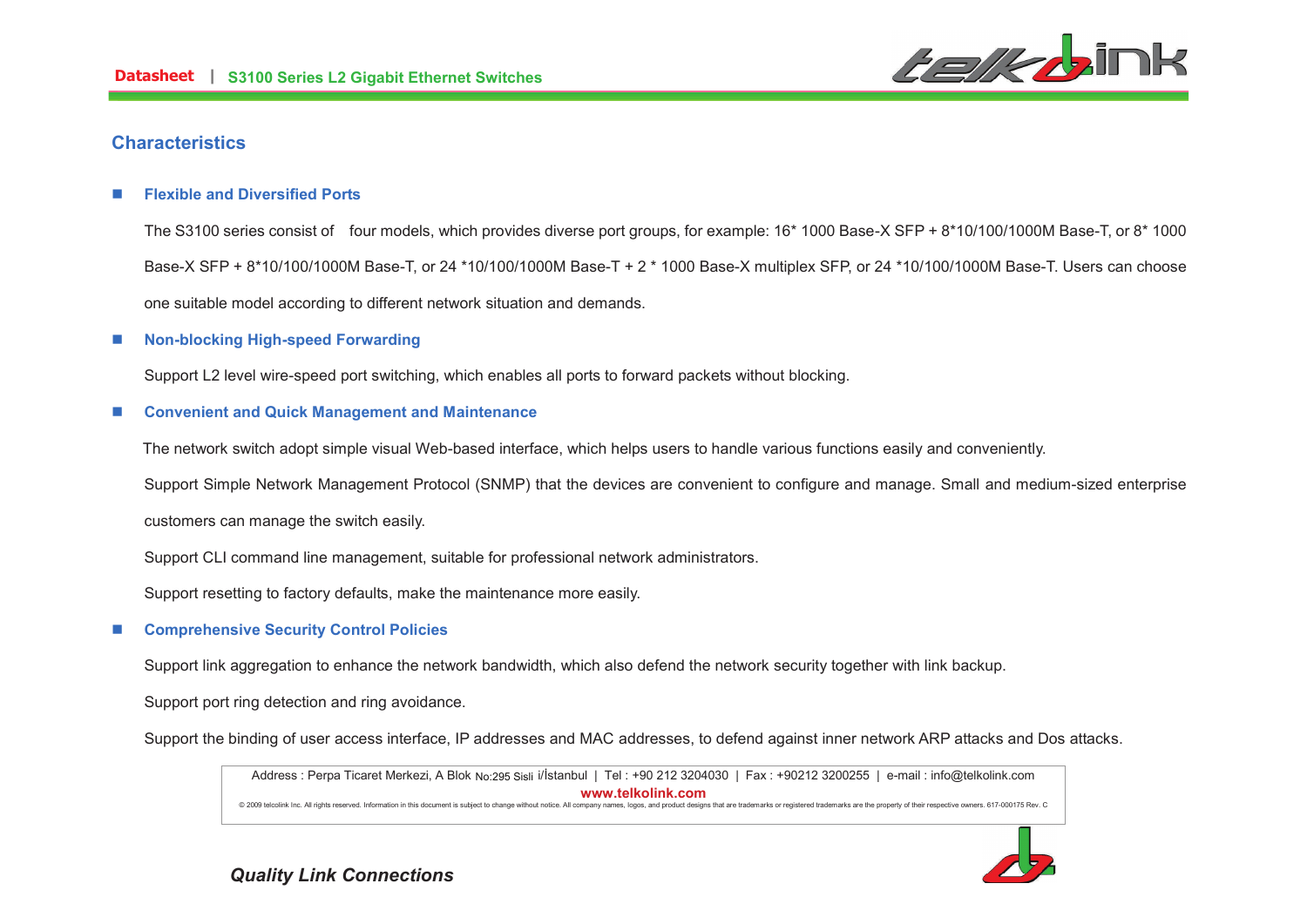## Characteristics

- **Flexible and Diversified Ports**

  The S3100 series consist of four models, which provides diverse port groups, for example: 16* 1000 Base-X SFP + 8*10/100/1000M Base-T, or 8* 1000 Base-X SFP + 8*10/100/1000M Base-T, or 24 *10/100/1000M Base-T + 2 * 1000 Base-X multiplex SFP, or 24 *10/100/1000M Base-T. Users can choose one suitable model according to different network situation and demands.

- **Non-blocking High-speed Forwarding**

  Support L2 level wire-speed port switching, which enables all ports to forward packets without blocking.

- **Convenient and Quick Management and Maintenance**

  The network switch adopt simple visual Web-based interface, which helps users to handle various functions easily and conveniently.

  Support Simple Network Management Protocol (SNMP) that the devices are convenient to configure and manage. Small and medium-sized enterprise customers can manage the switch easily.

  Support CLI command line management, suitable for professional network administrators.

  Support resetting to factory defaults, make the maintenance more easily.

- **Comprehensive Security Control Policies**

  Support link aggregation to enhance the network bandwidth, which also defend the network security together with link backup.

  Support port ring detection and ring avoidance.

  Support the binding of user access interface, IP addresses and MAC addresses, to defend against inner network ARP attacks and Dos attacks.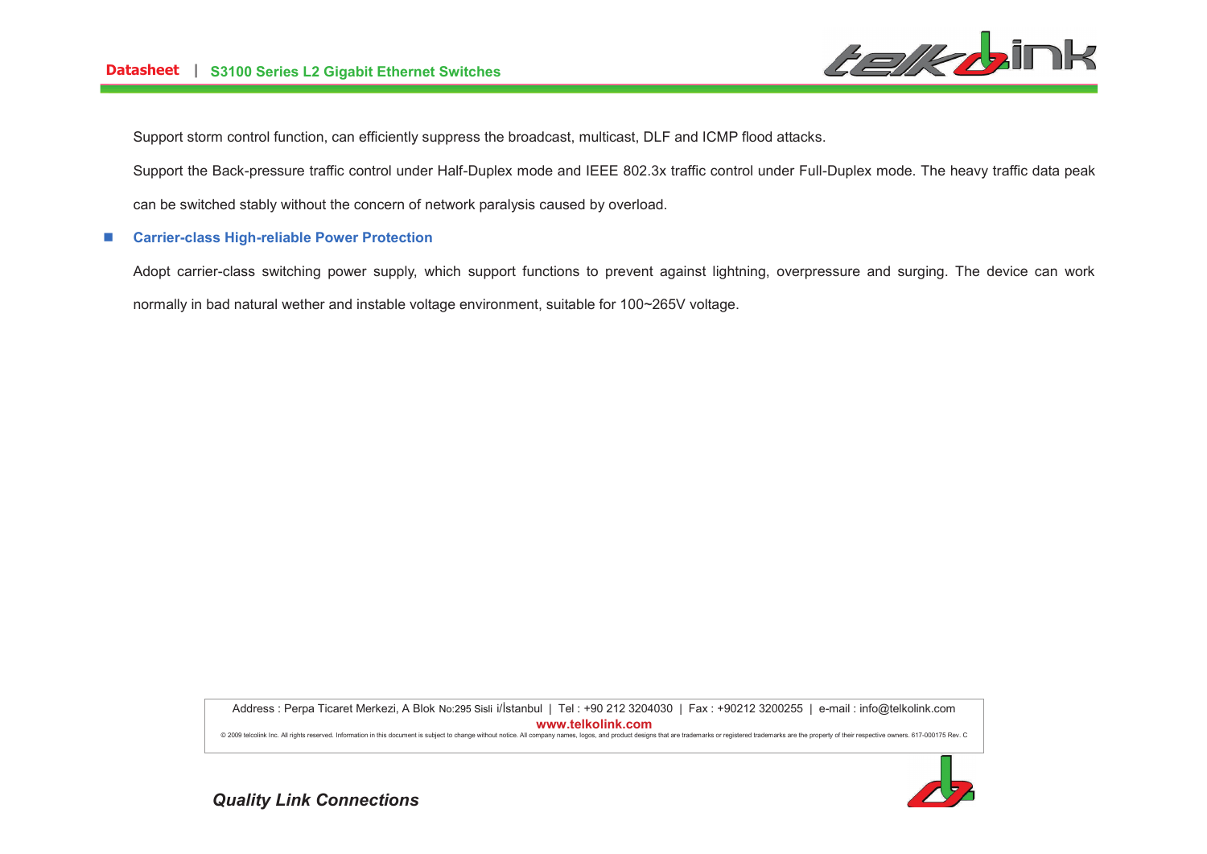Support storm control function, can efficiently suppress the broadcast, multicast, DLF and ICMP flood attacks.

Support the Back-pressure traffic control under Half-Duplex mode and IEEE 802.3x traffic control under Full-Duplex mode. The heavy traffic data peak can be switched stably without the concern of network paralysis caused by overload.

- **Carrier-class High-reliable Power Protection**

  Adopt carrier-class switching power supply, which support functions to prevent against lightning, overpressure and surging. The device can work normally in bad natural wether and instable voltage environment, suitable for 100~265V voltage.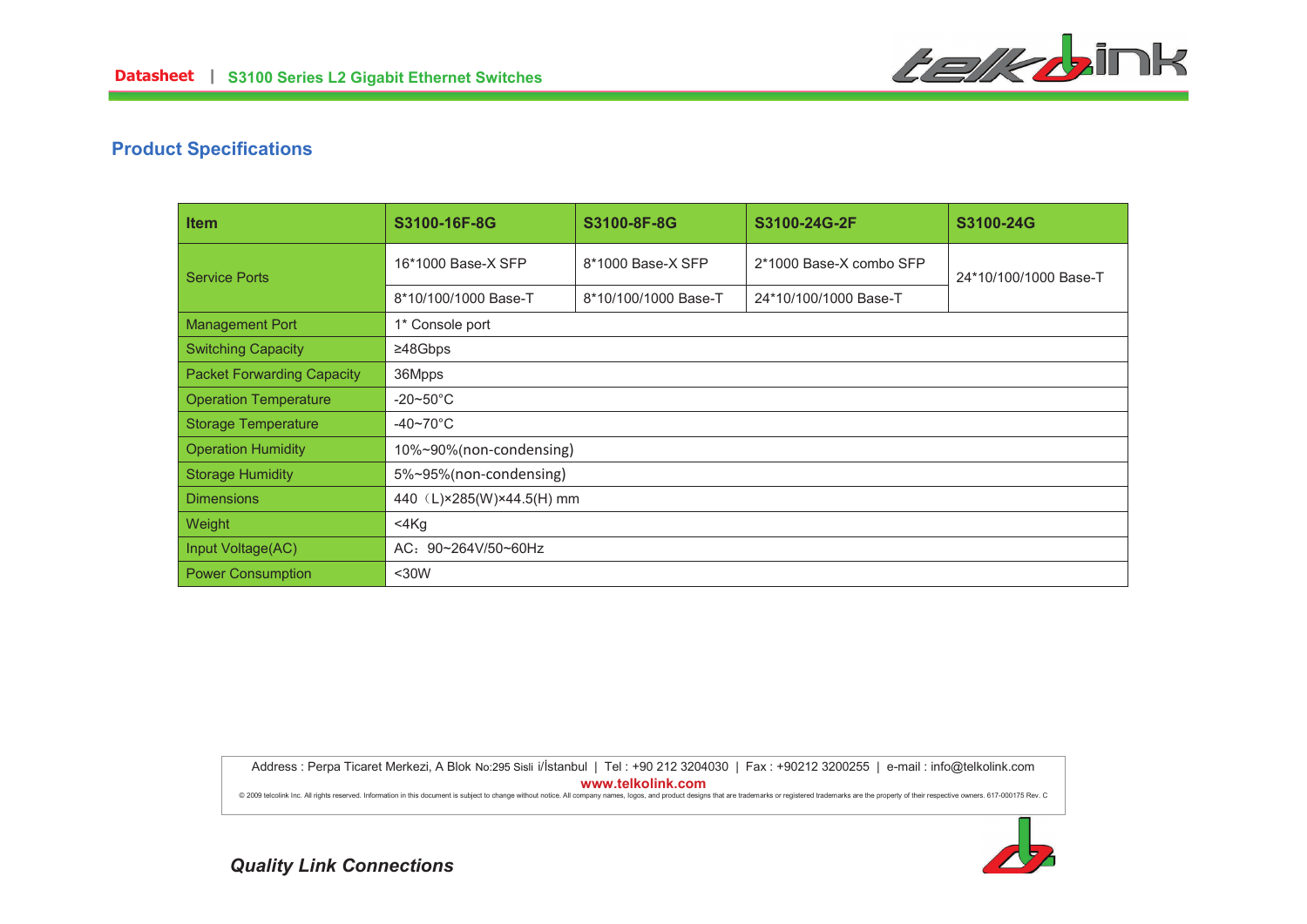## Product Specifications

| Item | S3100-16F-8G | S3100-8F-8G | S3100-24G-2F | S3100-24G |
|---|---|---|---|---|
| Service Ports | 16*1000 Base-X SFP | 8*1000 Base-X SFP | 2*1000 Base-X combo SFP | 24*10/100/1000 Base-T |
| | 8*10/100/1000 Base-T | 8*10/100/1000 Base-T | 24*10/100/1000 Base-T | |
| Management Port | 1* Console port | | | |
| Switching Capacity | ≥48Gbps | | | |
| Packet Forwarding Capacity | 36Mpps | | | |
| Operation Temperature | -20~50°C | | | |
| Storage Temperature | -40~70°C | | | |
| Operation Humidity | 10%~90%(non-condensing) | | | |
| Storage Humidity | 5%~95%(non-condensing) | | | |
| Dimensions | 440（L)×285(W)×44.5(H) mm | | | |
| Weight | <4Kg | | | |
| Input Voltage(AC) | AC：90~264V/50~60Hz | | | |
| Power Consumption | <30W | | | |

Address : Perpa Ticaret Merkezi, A Blok No:295 Sisli i/İstanbul | Tel : +90 212 3204030 | Fax : +90212 3200255 | e-mail : info@telkolink.com

www.telkolink.com

© 2009 telcolink Inc. All rights reserved. Information in this document is subject to change without notice. All company names, logos, and product designs that are trademarks or registered trademarks are the property of their respective owners. 617-000175 Rev. C

*Quality Link Connections*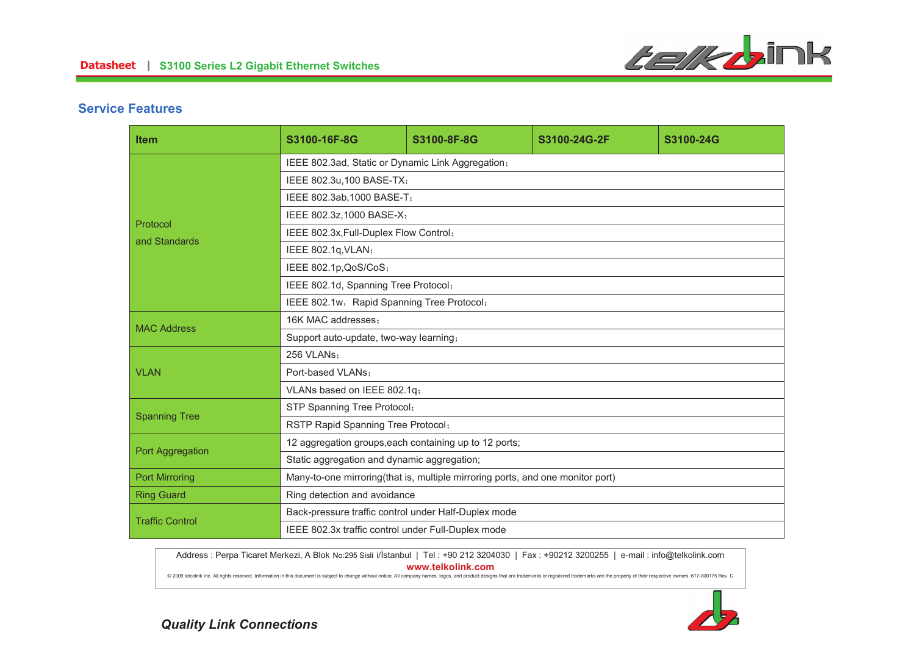## Service Features

| Item | S3100-16F-8G | S3100-8F-8G | S3100-24G-2F | S3100-24G |
|---|---|---|---|---|
| Protocol and Standards | IEEE 802.3ad, Static or Dynamic Link Aggregation； | | | |
| | IEEE 802.3u,100 BASE-TX； | | | |
| | IEEE 802.3ab,1000 BASE-T； | | | |
| | IEEE 802.3z,1000 BASE-X； | | | |
| | IEEE 802.3x,Full-Duplex Flow Control； | | | |
| | IEEE 802.1q,VLAN； | | | |
| | IEEE 802.1p,QoS/CoS； | | | |
| | IEEE 802.1d, Spanning Tree Protocol； | | | |
| | IEEE 802.1w，Rapid Spanning Tree Protocol； | | | |
| MAC Address | 16K MAC addresses； | | | |
| | Support auto-update, two-way learning； | | | |
| VLAN | 256 VLANs； | | | |
| | Port-based VLANs； | | | |
| | VLANs based on IEEE 802.1q； | | | |
| Spanning Tree | STP Spanning Tree Protocol； | | | |
| | RSTP Rapid Spanning Tree Protocol； | | | |
| Port Aggregation | 12 aggregation groups,each containing up to 12 ports; | | | |
| | Static aggregation and dynamic aggregation; | | | |
| Port Mirroring | Many-to-one mirroring(that is, multiple mirroring ports, and one monitor port) | | | |
| Ring Guard | Ring detection and avoidance | | | |
| Traffic Control | Back-pressure traffic control under Half-Duplex mode | | | |
| | IEEE 802.3x traffic control under Full-Duplex mode | | | |

Address : Perpa Ticaret Merkezi, A Blok No:295 Sisli i/İstanbul | Tel : +90 212 3204030 | Fax : +90212 3200255 | e-mail : info@telkolink.com
www.telkolink.com
© 2009 telcolink Inc. All rights reserved. Information in this document is subject to change without notice. All company names, logos, and product designs that are trademarks or registered trademarks are the property of their respective owners. 617-000175 Rev. C

*Quality Link Connections*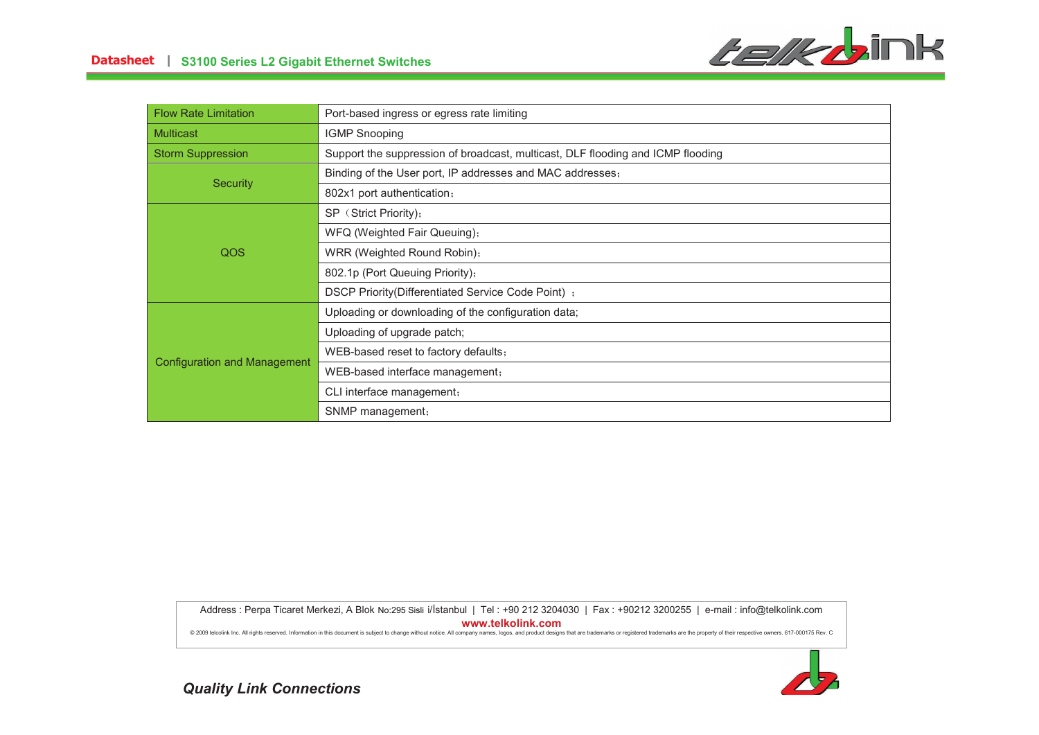| | |
|---|---|
| Flow Rate Limitation | Port-based ingress or egress rate limiting |
| Multicast | IGMP Snooping |
| Storm Suppression | Support the suppression of broadcast, multicast, DLF flooding and ICMP flooding |
| Security | Binding of the User port, IP addresses and MAC addresses； |
| | 802x1 port authentication； |
| QOS | SP（Strict Priority)； |
| | WFQ (Weighted Fair Queuing)； |
| | WRR (Weighted Round Robin)； |
| | 802.1p (Port Queuing Priority)； |
| | DSCP Priority(Differentiated Service Code Point) ； |
| Configuration and Management | Uploading or downloading of the configuration data; |
| | Uploading of upgrade patch; |
| | WEB-based reset to factory defaults； |
| | WEB-based interface management； |
| | CLI interface management； |
| | SNMP management； |

Address : Perpa Ticaret Merkezi, A Blok No:295 Sisli i/İstanbul | Tel : +90 212 3204030 | Fax : +90212 3200255 | e-mail : info@telkolink.com

**www.telkolink.com**

© 2009 telcolink Inc. All rights reserved. Information in this document is subject to change without notice. All company names, logos, and product designs that are trademarks or registered trademarks are the property of their respective owners. 617-000175 Rev. C

***Quality Link Connections***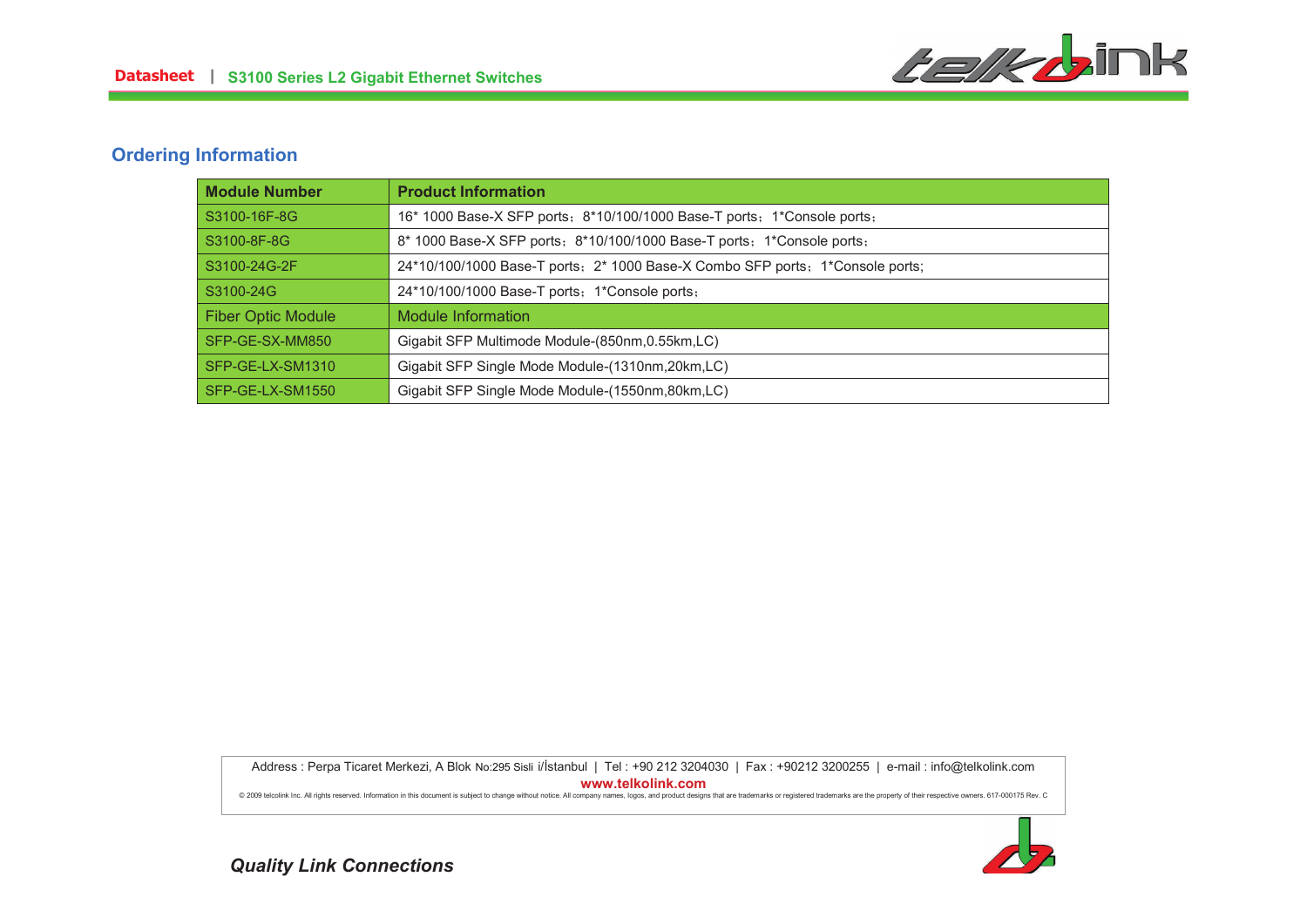## Ordering Information

| Module Number | Product Information |
|---|---|
| S3100-16F-8G | 16* 1000 Base-X SFP ports；8*10/100/1000 Base-T ports；1*Console ports； |
| S3100-8F-8G | 8* 1000 Base-X SFP ports；8*10/100/1000 Base-T ports；1*Console ports； |
| S3100-24G-2F | 24*10/100/1000 Base-T ports；2* 1000 Base-X Combo SFP ports；1*Console ports; |
| S3100-24G | 24*10/100/1000 Base-T ports；1*Console ports； |
| Fiber Optic Module | Module Information |
| SFP-GE-SX-MM850 | Gigabit SFP Multimode Module-(850nm,0.55km,LC) |
| SFP-GE-LX-SM1310 | Gigabit SFP Single Mode Module-(1310nm,20km,LC) |
| SFP-GE-LX-SM1550 | Gigabit SFP Single Mode Module-(1550nm,80km,LC) |

Address : Perpa Ticaret Merkezi, A Blok No:295 Sisli i/İstanbul | Tel : +90 212 3204030 | Fax : +90212 3200255 | e-mail : info@telkolink.com

**www.telkolink.com**

© 2009 telcolink Inc. All rights reserved. Information in this document is subject to change without notice. All company names, logos, and product designs that are trademarks or registered trademarks are the property of their respective owners. 617-000175 Rev. C

***Quality Link Connections***